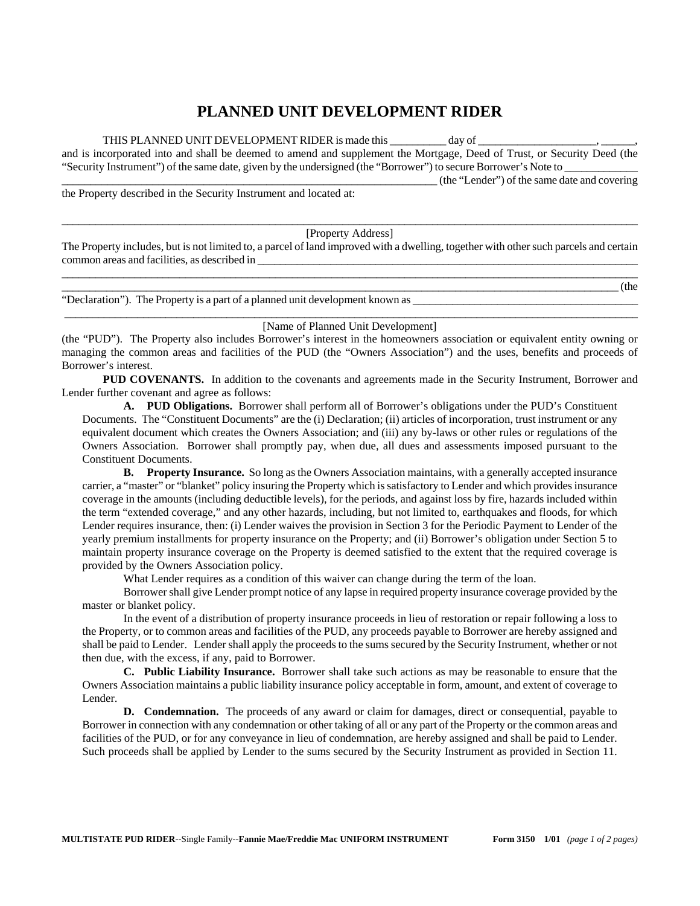# PLANNED UNIT DEVELOPMENT RIDER

THIS PLANNED UNIT DEVELOPMENT RIDER is made this __________ day of ____________________, ______, and is incorporated into and shall be deemed to amend and supplement the Mortgage, Deed of Trust, or Security Deed (the "Security Instrument") of the same date, given by the undersigned (the "Borrower") to secure Borrower's Note to _____________ ____________________________________________________________________ (the "Lender") of the same date and covering the Property described in the Security Instrument and located at:

______________________________________________________________________________________________

[Property Address]

The Property includes, but is not limited to, a parcel of land improved with a dwelling, together with other such parcels and certain common areas and facilities, as described in ________________________________________________________________________
______________________________________________________________________________________________
_____________________________________________________________________________________________ (the "Declaration"). The Property is a part of a planned unit development known as ________________________________________
______________________________________________________________________________________________

[Name of Planned Unit Development]

(the "PUD"). The Property also includes Borrower's interest in the homeowners association or equivalent entity owning or managing the common areas and facilities of the PUD (the "Owners Association") and the uses, benefits and proceeds of Borrower's interest.

**PUD COVENANTS.** In addition to the covenants and agreements made in the Security Instrument, Borrower and Lender further covenant and agree as follows:

**A. PUD Obligations.** Borrower shall perform all of Borrower's obligations under the PUD's Constituent Documents. The "Constituent Documents" are the (i) Declaration; (ii) articles of incorporation, trust instrument or any equivalent document which creates the Owners Association; and (iii) any by-laws or other rules or regulations of the Owners Association. Borrower shall promptly pay, when due, all dues and assessments imposed pursuant to the Constituent Documents.

**B. Property Insurance.** So long as the Owners Association maintains, with a generally accepted insurance carrier, a "master" or "blanket" policy insuring the Property which is satisfactory to Lender and which provides insurance coverage in the amounts (including deductible levels), for the periods, and against loss by fire, hazards included within the term "extended coverage," and any other hazards, including, but not limited to, earthquakes and floods, for which Lender requires insurance, then: (i) Lender waives the provision in Section 3 for the Periodic Payment to Lender of the yearly premium installments for property insurance on the Property; and (ii) Borrower's obligation under Section 5 to maintain property insurance coverage on the Property is deemed satisfied to the extent that the required coverage is provided by the Owners Association policy.

What Lender requires as a condition of this waiver can change during the term of the loan.

Borrower shall give Lender prompt notice of any lapse in required property insurance coverage provided by the master or blanket policy.

In the event of a distribution of property insurance proceeds in lieu of restoration or repair following a loss to the Property, or to common areas and facilities of the PUD, any proceeds payable to Borrower are hereby assigned and shall be paid to Lender. Lender shall apply the proceeds to the sums secured by the Security Instrument, whether or not then due, with the excess, if any, paid to Borrower.

**C. Public Liability Insurance.** Borrower shall take such actions as may be reasonable to ensure that the Owners Association maintains a public liability insurance policy acceptable in form, amount, and extent of coverage to Lender.

**D. Condemnation.** The proceeds of any award or claim for damages, direct or consequential, payable to Borrower in connection with any condemnation or other taking of all or any part of the Property or the common areas and facilities of the PUD, or for any conveyance in lieu of condemnation, are hereby assigned and shall be paid to Lender. Such proceeds shall be applied by Lender to the sums secured by the Security Instrument as provided in Section 11.

**MULTISTATE PUD RIDER**--Single Family--**Fannie Mae/Freddie Mac UNIFORM INSTRUMENT** **Form 3150 1/01**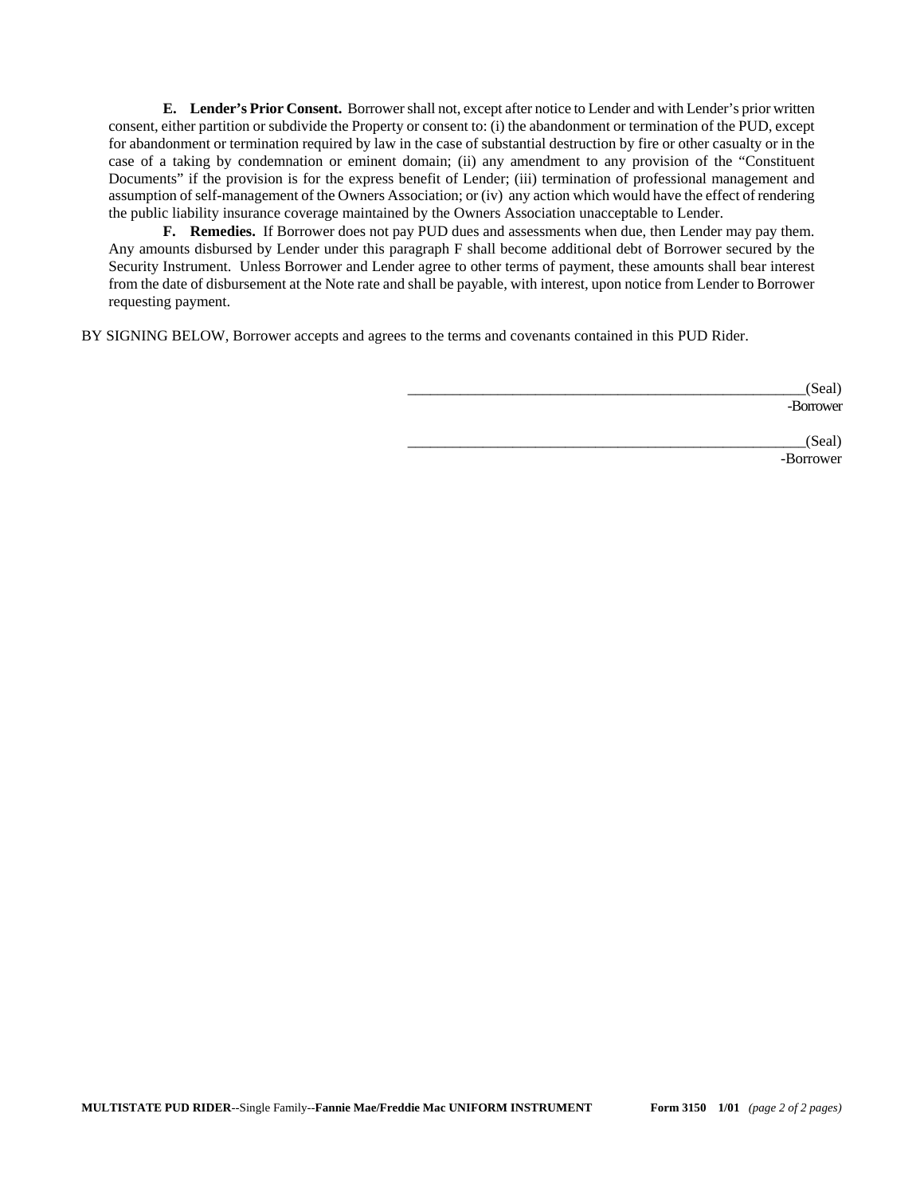**E. Lender's Prior Consent.** Borrower shall not, except after notice to Lender and with Lender's prior written consent, either partition or subdivide the Property or consent to: (i) the abandonment or termination of the PUD, except for abandonment or termination required by law in the case of substantial destruction by fire or other casualty or in the case of a taking by condemnation or eminent domain; (ii) any amendment to any provision of the "Constituent Documents" if the provision is for the express benefit of Lender; (iii) termination of professional management and assumption of self-management of the Owners Association; or (iv) any action which would have the effect of rendering the public liability insurance coverage maintained by the Owners Association unacceptable to Lender.

**F. Remedies.** If Borrower does not pay PUD dues and assessments when due, then Lender may pay them. Any amounts disbursed by Lender under this paragraph F shall become additional debt of Borrower secured by the Security Instrument. Unless Borrower and Lender agree to other terms of payment, these amounts shall bear interest from the date of disbursement at the Note rate and shall be payable, with interest, upon notice from Lender to Borrower requesting payment.

BY SIGNING BELOW, Borrower accepts and agrees to the terms and covenants contained in this PUD Rider.

_______________________________________________________(Seal)
-Borrower

_______________________________________________________(Seal)
-Borrower

**MULTISTATE PUD RIDER**--Single Family--**Fannie Mae/Freddie Mac UNIFORM INSTRUMENT** **Form 3150 1/01**